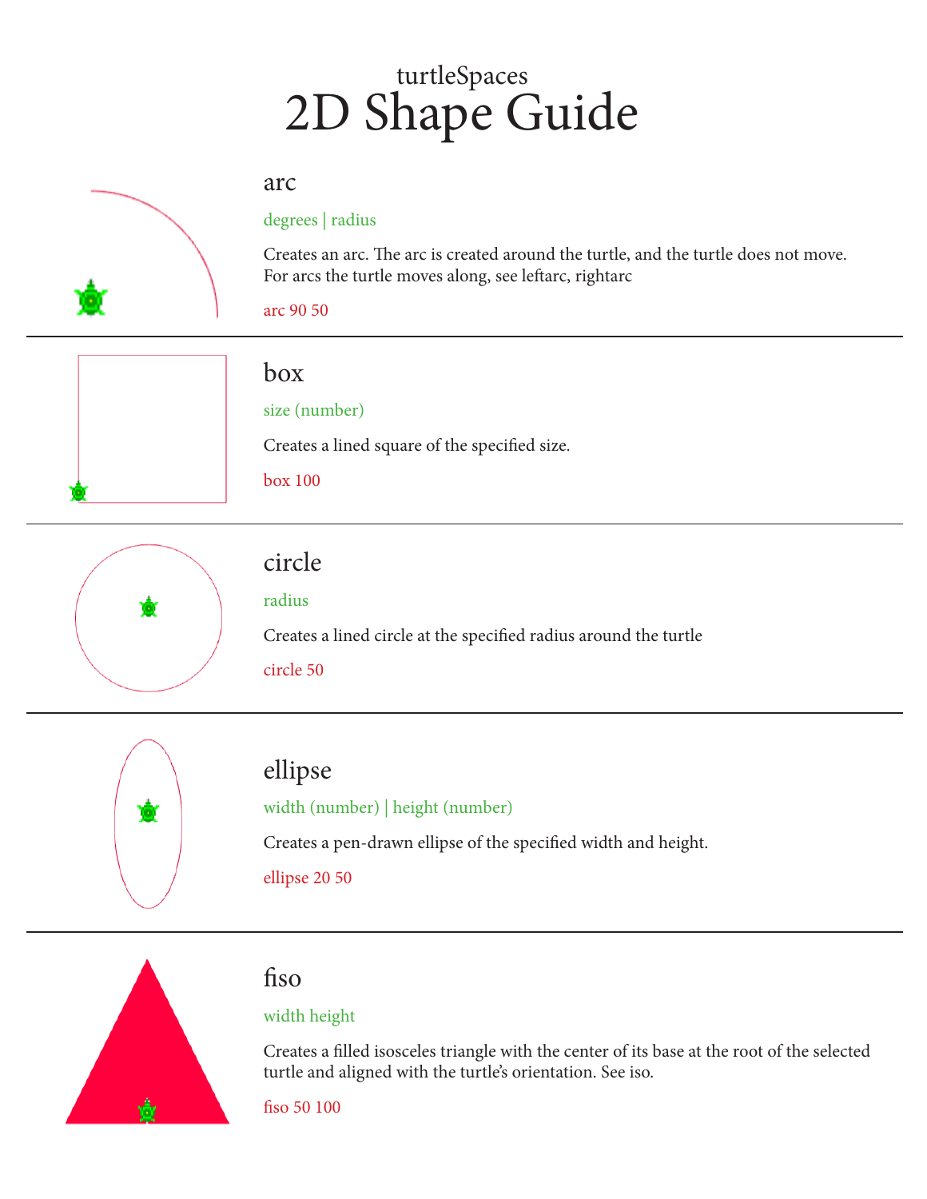turtleSpaces

# 2D Shape Guide

## arc

degrees | radius

Creates an arc. The arc is created around the turtle, and the turtle does not move. For arcs the turtle moves along, see leftarc, rightarc

arc 90 50

---

## box

size (number)

Creates a lined square of the specified size.

box 100

---

## circle

radius

Creates a lined circle at the specified radius around the turtle

circle 50

---

## ellipse

width (number) | height (number)

Creates a pen-drawn ellipse of the specified width and height.

ellipse 20 50

---

## fiso

width height

Creates a filled isosceles triangle with the center of its base at the root of the selected turtle and aligned with the turtle's orientation. See iso.

fiso 50 100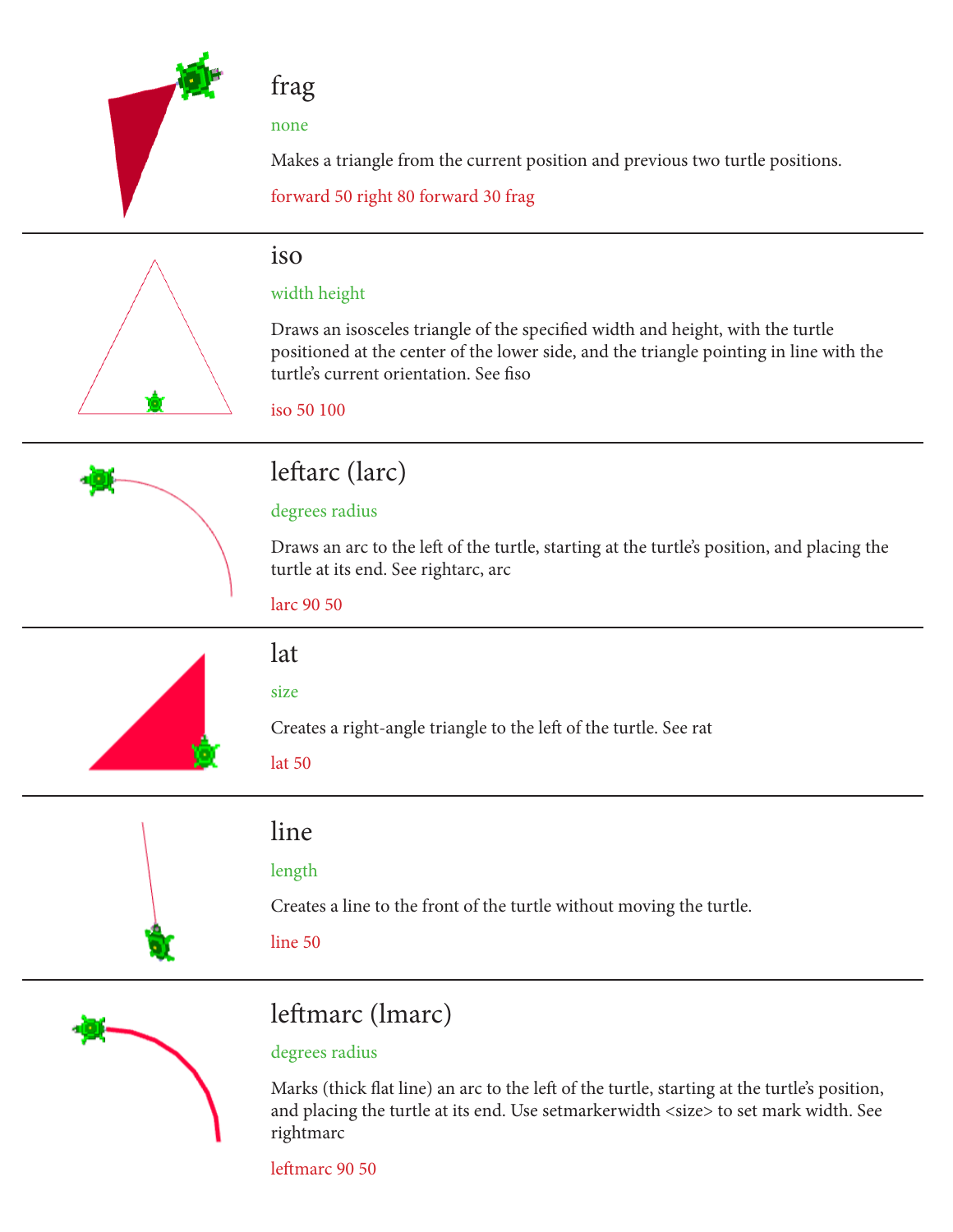## frag

none

Makes a triangle from the current position and previous two turtle positions.

forward 50 right 80 forward 30 frag

---

## iso

width height

Draws an isosceles triangle of the specified width and height, with the turtle positioned at the center of the lower side, and the triangle pointing in line with the turtle's current orientation. See fiso

iso 50 100

---

## leftarc (larc)

degrees radius

Draws an arc to the left of the turtle, starting at the turtle's position, and placing the turtle at its end. See rightarc, arc

larc 90 50

---

## lat

size

Creates a right-angle triangle to the left of the turtle. See rat

lat 50

---

## line

length

Creates a line to the front of the turtle without moving the turtle.

line 50

---

## leftmarc (lmarc)

degrees radius

Marks (thick flat line) an arc to the left of the turtle, starting at the turtle's position, and placing the turtle at its end. Use setmarkerwidth <size> to set mark width. See rightmarc

leftmarc 90 50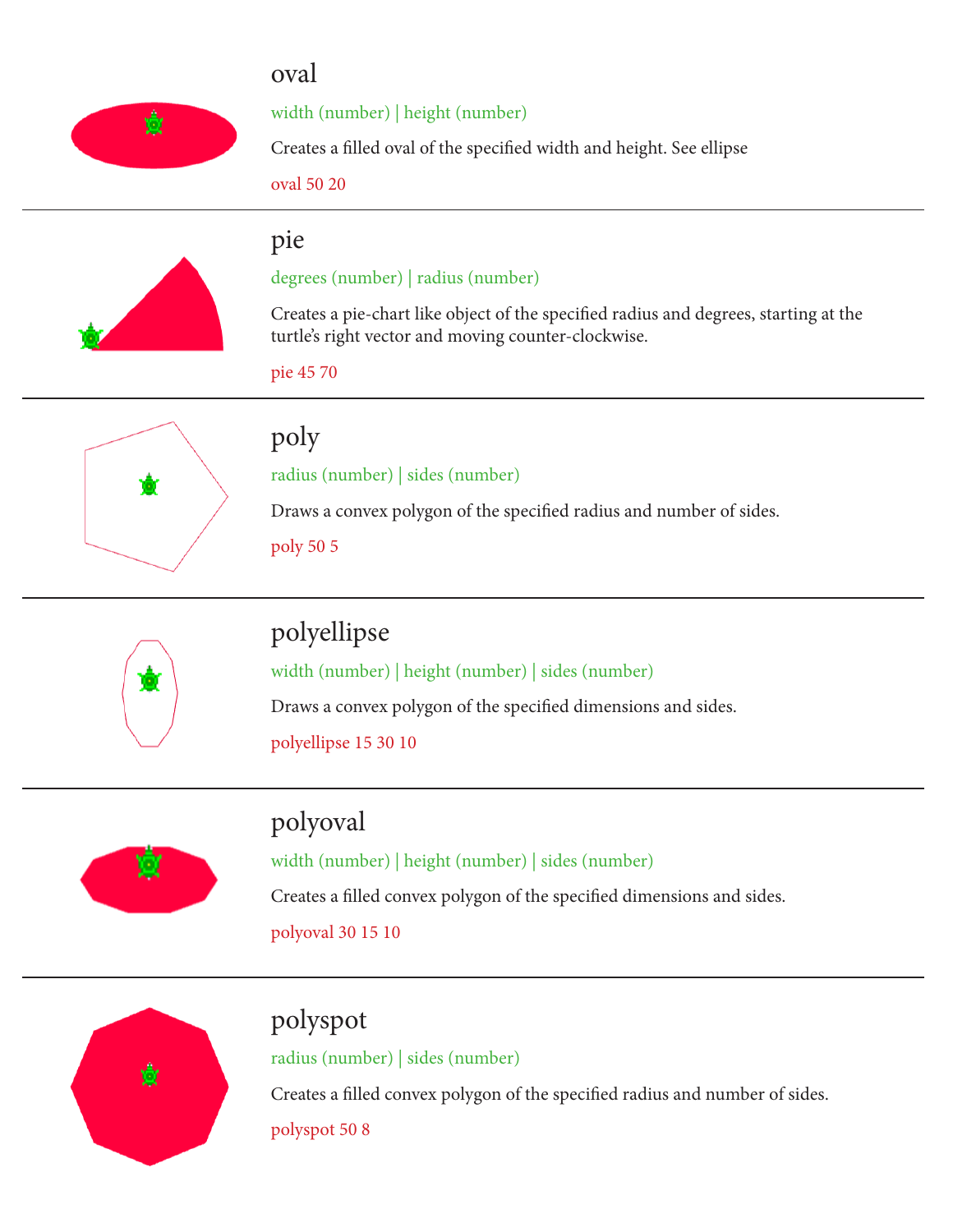## oval

width (number) | height (number)

Creates a filled oval of the specified width and height. See ellipse

oval 50 20

---

## pie

degrees (number) | radius (number)

Creates a pie-chart like object of the specified radius and degrees, starting at the turtle's right vector and moving counter-clockwise.

pie 45 70

---

## poly

radius (number) | sides (number)

Draws a convex polygon of the specified radius and number of sides.

poly 50 5

---

## polyellipse

width (number) | height (number) | sides (number)

Draws a convex polygon of the specified dimensions and sides.

polyellipse 15 30 10

---

## polyoval

width (number) | height (number) | sides (number)

Creates a filled convex polygon of the specified dimensions and sides.

polyoval 30 15 10

---

## polyspot

radius (number) | sides (number)

Creates a filled convex polygon of the specified radius and number of sides.

polyspot 50 8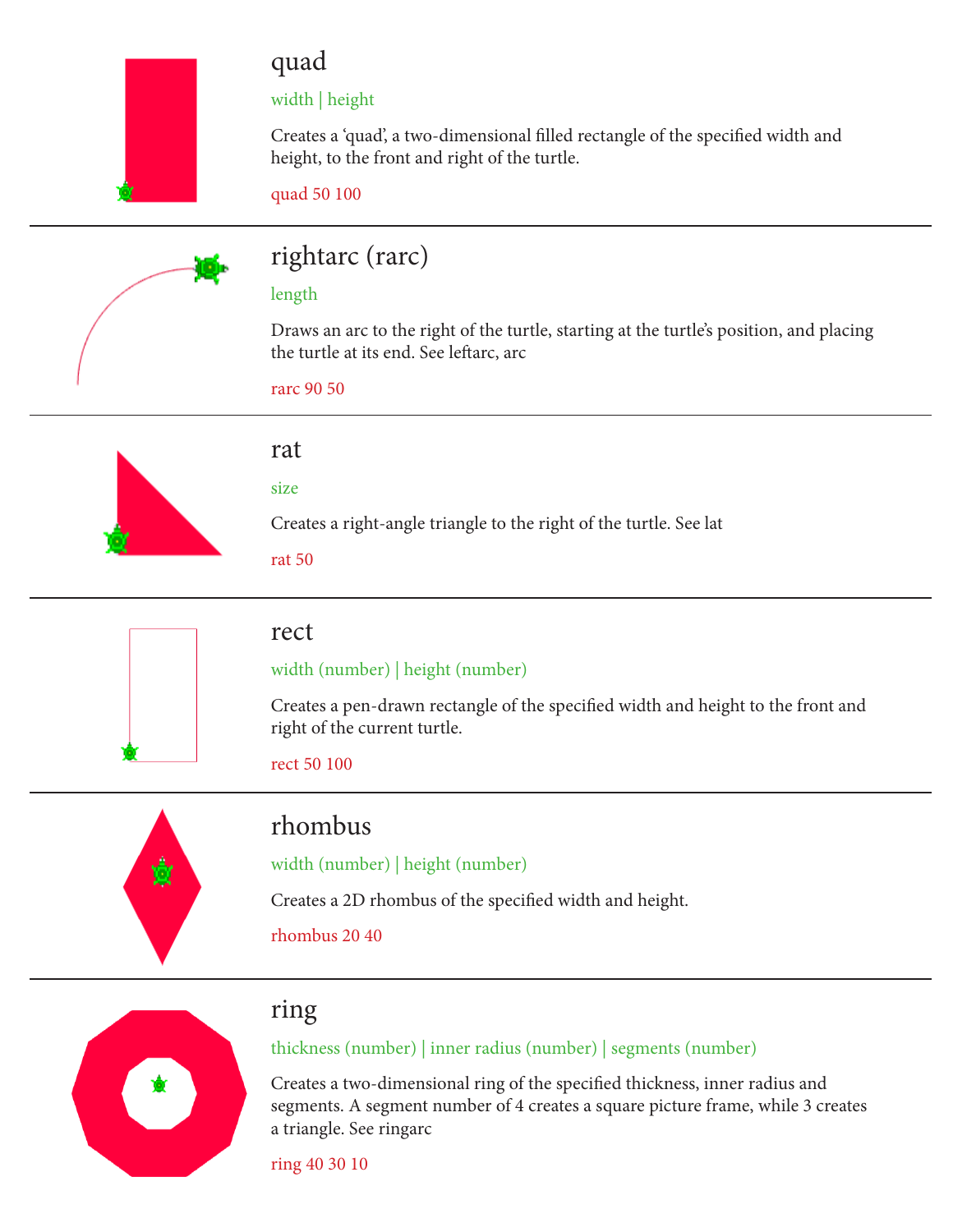## quad

width | height

Creates a 'quad', a two-dimensional filled rectangle of the specified width and height, to the front and right of the turtle.

quad 50 100

---

## rightarc (rarc)

length

Draws an arc to the right of the turtle, starting at the turtle's position, and placing the turtle at its end. See leftarc, arc

rarc 90 50

---

## rat

size

Creates a right-angle triangle to the right of the turtle. See lat

rat 50

---

## rect

width (number) | height (number)

Creates a pen-drawn rectangle of the specified width and height to the front and right of the current turtle.

rect 50 100

---

## rhombus

width (number) | height (number)

Creates a 2D rhombus of the specified width and height.

rhombus 20 40

---

## ring

thickness (number) | inner radius (number) | segments (number)

Creates a two-dimensional ring of the specified thickness, inner radius and segments. A segment number of 4 creates a square picture frame, while 3 creates a triangle. See ringarc

ring 40 30 10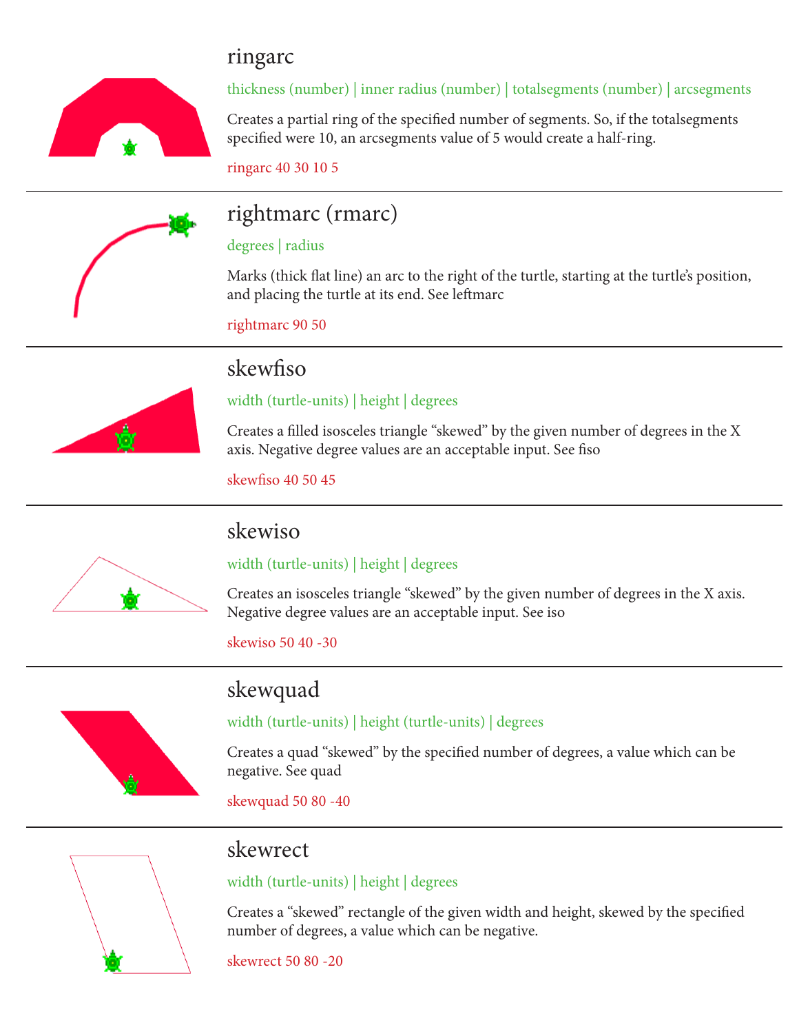## ringarc

thickness (number) | inner radius (number) | totalsegments (number) | arcsegments

Creates a partial ring of the specified number of segments. So, if the totalsegments specified were 10, an arcsegments value of 5 would create a half-ring.

ringarc 40 30 10 5

---

## rightmarc (rmarc)

degrees | radius

Marks (thick flat line) an arc to the right of the turtle, starting at the turtle's position, and placing the turtle at its end. See leftmarc

rightmarc 90 50

---

## skewfiso

width (turtle-units) | height | degrees

Creates a filled isosceles triangle "skewed" by the given number of degrees in the X axis. Negative degree values are an acceptable input. See fiso

skewfiso 40 50 45

---

## skewiso

width (turtle-units) | height | degrees

Creates an isosceles triangle "skewed" by the given number of degrees in the X axis. Negative degree values are an acceptable input. See iso

skewiso 50 40 -30

---

## skewquad

width (turtle-units) | height (turtle-units) | degrees

Creates a quad "skewed" by the specified number of degrees, a value which can be negative. See quad

skewquad 50 80 -40

---

## skewrect

width (turtle-units) | height | degrees

Creates a "skewed" rectangle of the given width and height, skewed by the specified number of degrees, a value which can be negative.

skewrect 50 80 -20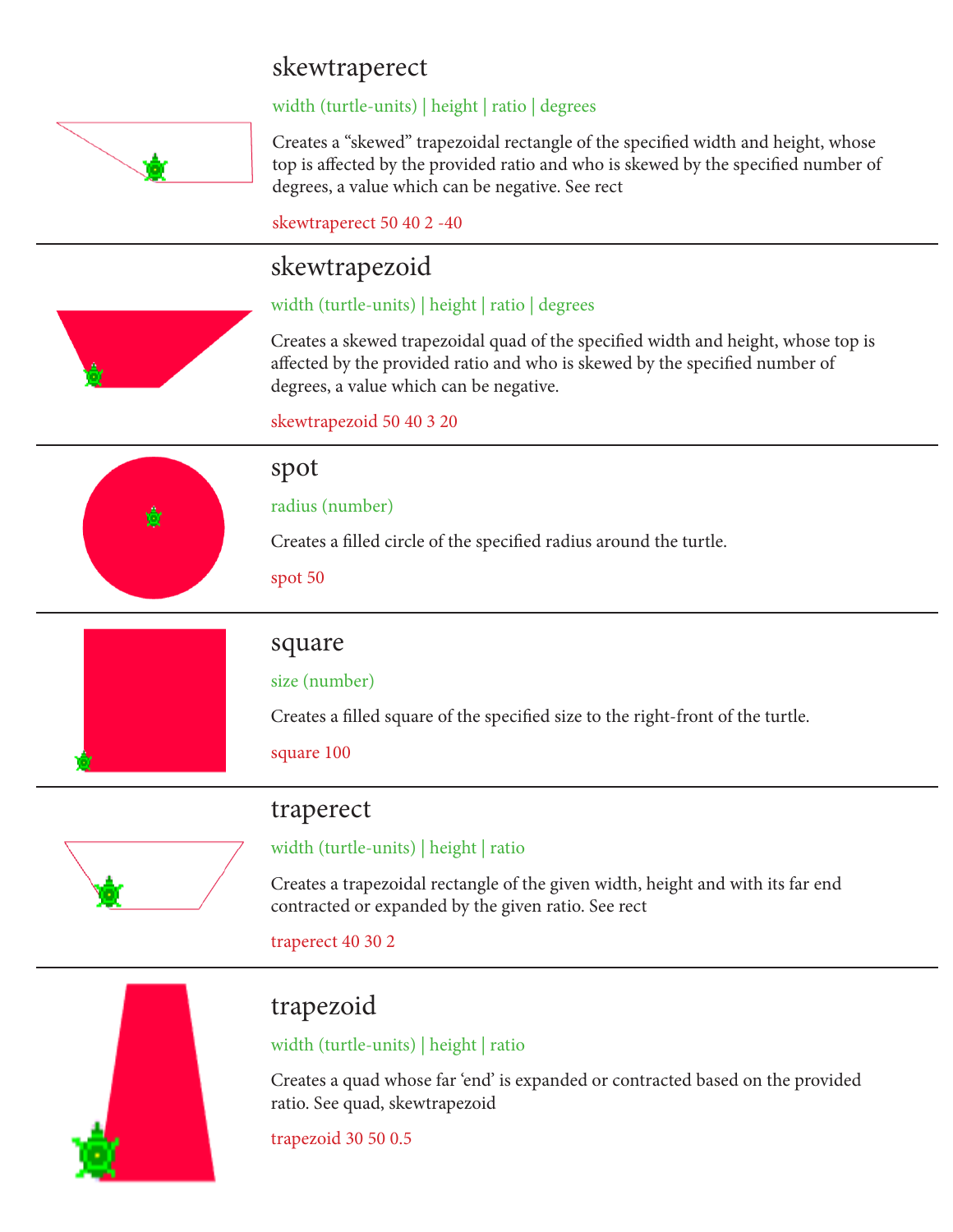## skewtraperect

width (turtle-units) | height | ratio | degrees

Creates a “skewed” trapezoidal rectangle of the specified width and height, whose top is affected by the provided ratio and who is skewed by the specified number of degrees, a value which can be negative. See rect

skewtraperect 50 40 2 -40

---

## skewtrapezoid

width (turtle-units) | height | ratio | degrees

Creates a skewed trapezoidal quad of the specified width and height, whose top is affected by the provided ratio and who is skewed by the specified number of degrees, a value which can be negative.

skewtrapezoid 50 40 3 20

---

## spot

radius (number)

Creates a filled circle of the specified radius around the turtle.

spot 50

---

## square

size (number)

Creates a filled square of the specified size to the right-front of the turtle.

square 100

---

## traperect

width (turtle-units) | height | ratio

Creates a trapezoidal rectangle of the given width, height and with its far end contracted or expanded by the given ratio. See rect

traperect 40 30 2

---

## trapezoid

width (turtle-units) | height | ratio

Creates a quad whose far ‘end’ is expanded or contracted based on the provided ratio. See quad, skewtrapezoid

trapezoid 30 50 0.5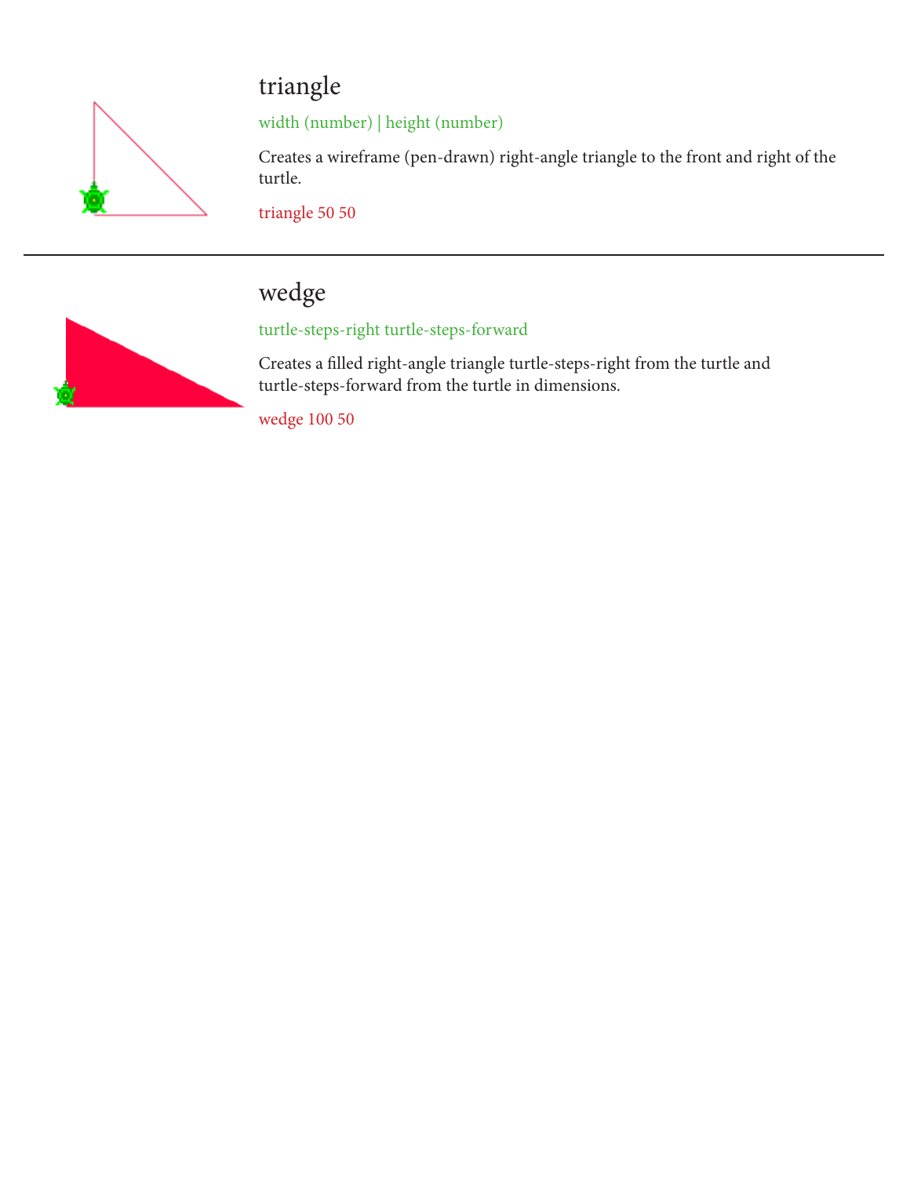## triangle

width (number) | height (number)

Creates a wireframe (pen-drawn) right-angle triangle to the front and right of the turtle.

triangle 50 50

---

## wedge

turtle-steps-right turtle-steps-forward

Creates a filled right-angle triangle turtle-steps-right from the turtle and turtle-steps-forward from the turtle in dimensions.

wedge 100 50